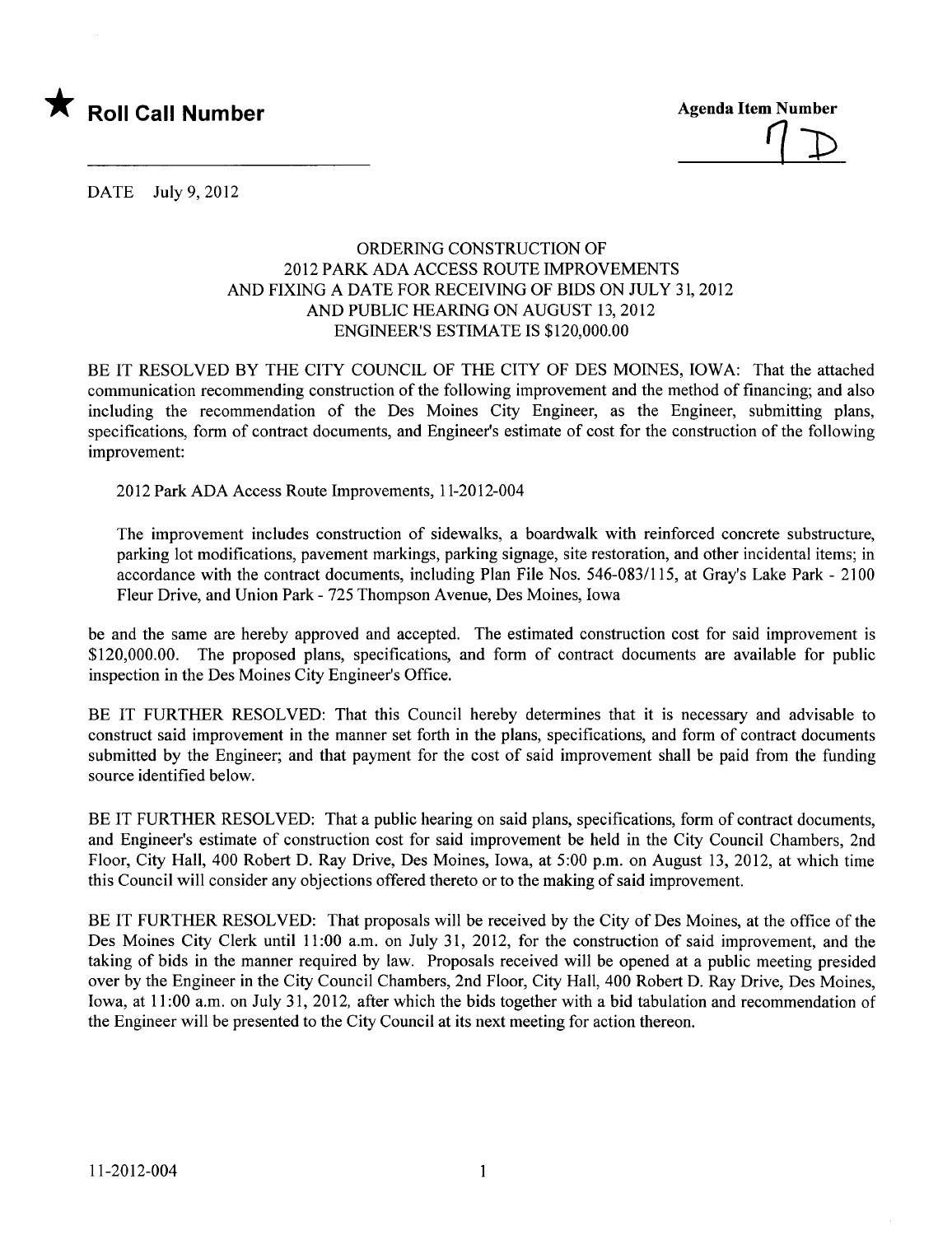★ **Roll Call Number**

**Agenda Item Number**

7D

DATE July 9, 2012

ORDERING CONSTRUCTION OF
2012 PARK ADA ACCESS ROUTE IMPROVEMENTS
AND FIXING A DATE FOR RECEIVING OF BIDS ON JULY 31, 2012
AND PUBLIC HEARING ON AUGUST 13, 2012
ENGINEER'S ESTIMATE IS $120,000.00

BE IT RESOLVED BY THE CITY COUNCIL OF THE CITY OF DES MOINES, IOWA: That the attached communication recommending construction of the following improvement and the method of financing; and also including the recommendation of the Des Moines City Engineer, as the Engineer, submitting plans, specifications, form of contract documents, and Engineer's estimate of cost for the construction of the following improvement:

2012 Park ADA Access Route Improvements, 11-2012-004

The improvement includes construction of sidewalks, a boardwalk with reinforced concrete substructure, parking lot modifications, pavement markings, parking signage, site restoration, and other incidental items; in accordance with the contract documents, including Plan File Nos. 546-083/115, at Gray's Lake Park - 2100 Fleur Drive, and Union Park - 725 Thompson Avenue, Des Moines, Iowa

be and the same are hereby approved and accepted. The estimated construction cost for said improvement is $120,000.00. The proposed plans, specifications, and form of contract documents are available for public inspection in the Des Moines City Engineer's Office.

BE IT FURTHER RESOLVED: That this Council hereby determines that it is necessary and advisable to construct said improvement in the manner set forth in the plans, specifications, and form of contract documents submitted by the Engineer; and that payment for the cost of said improvement shall be paid from the funding source identified below.

BE IT FURTHER RESOLVED: That a public hearing on said plans, specifications, form of contract documents, and Engineer's estimate of construction cost for said improvement be held in the City Council Chambers, 2nd Floor, City Hall, 400 Robert D. Ray Drive, Des Moines, Iowa, at 5:00 p.m. on August 13, 2012, at which time this Council will consider any objections offered thereto or to the making of said improvement.

BE IT FURTHER RESOLVED: That proposals will be received by the City of Des Moines, at the office of the Des Moines City Clerk until 11:00 a.m. on July 31, 2012, for the construction of said improvement, and the taking of bids in the manner required by law. Proposals received will be opened at a public meeting presided over by the Engineer in the City Council Chambers, 2nd Floor, City Hall, 400 Robert D. Ray Drive, Des Moines, Iowa, at 11:00 a.m. on July 31, 2012, after which the bids together with a bid tabulation and recommendation of the Engineer will be presented to the City Council at its next meeting for action thereon.

11-2012-004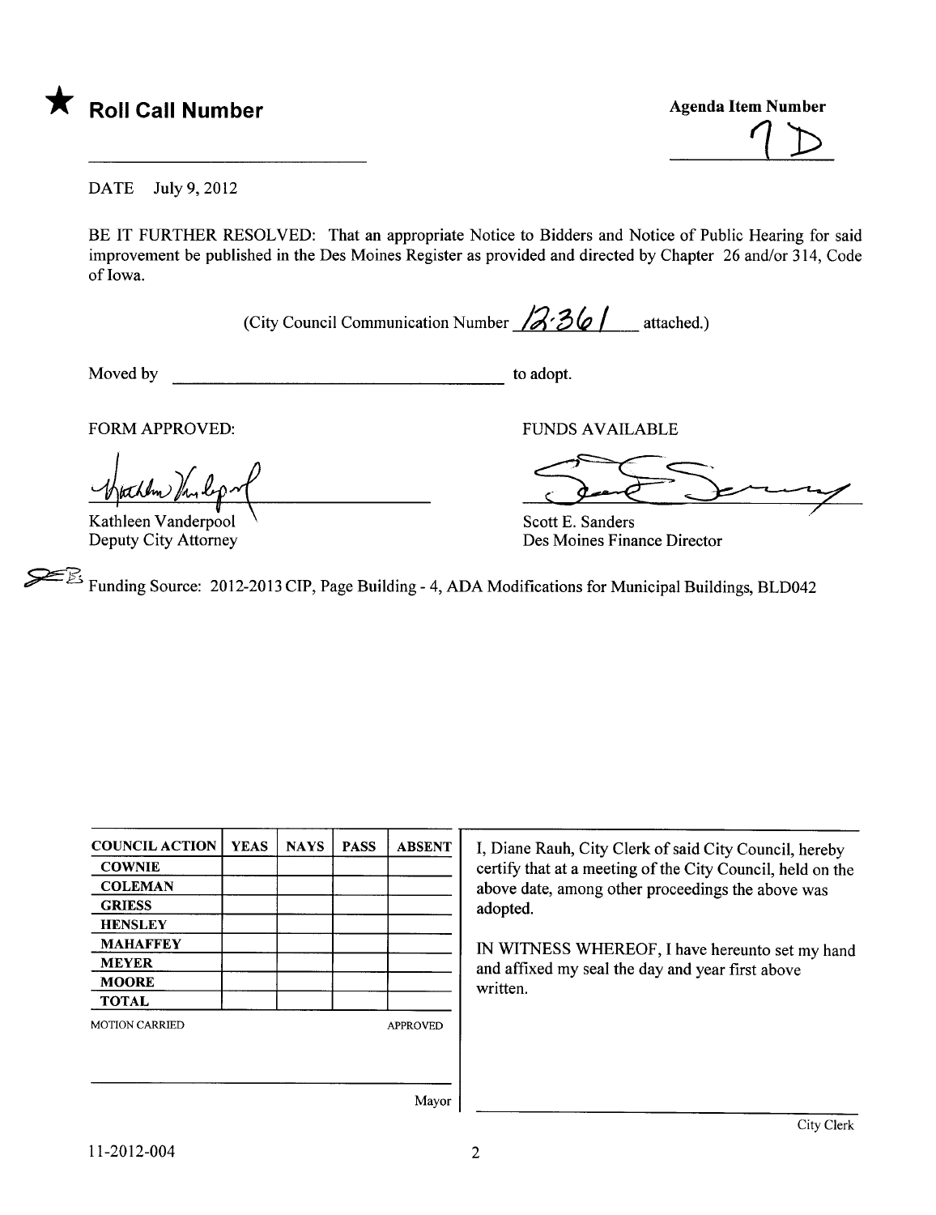★ **Roll Call Number**

**Agenda Item Number**

7D

DATE July 9, 2012

BE IT FURTHER RESOLVED: That an appropriate Notice to Bidders and Notice of Public Hearing for said improvement be published in the Des Moines Register as provided and directed by Chapter 26 and/or 314, Code of Iowa.

(City Council Communication Number 12-361 attached.)

Moved by ______________________ to adopt.

FORM APPROVED:

Kathleen Vanderpool
Deputy City Attorney

FUNDS AVAILABLE

Scott E. Sanders
Des Moines Finance Director

Funding Source: 2012-2013 CIP, Page Building - 4, ADA Modifications for Municipal Buildings, BLD042

| COUNCIL ACTION | YEAS | NAYS | PASS | ABSENT |
|---|---|---|---|---|
| COWNIE | | | | |
| COLEMAN | | | | |
| GRIESS | | | | |
| HENSLEY | | | | |
| MAHAFFEY | | | | |
| MEYER | | | | |
| MOORE | | | | |
| TOTAL | | | | |

MOTION CARRIED APPROVED

______________________ Mayor

I, Diane Rauh, City Clerk of said City Council, hereby certify that at a meeting of the City Council, held on the above date, among other proceedings the above was adopted.

IN WITNESS WHEREOF, I have hereunto set my hand and affixed my seal the day and year first above written.

______________________ City Clerk

11-2012-004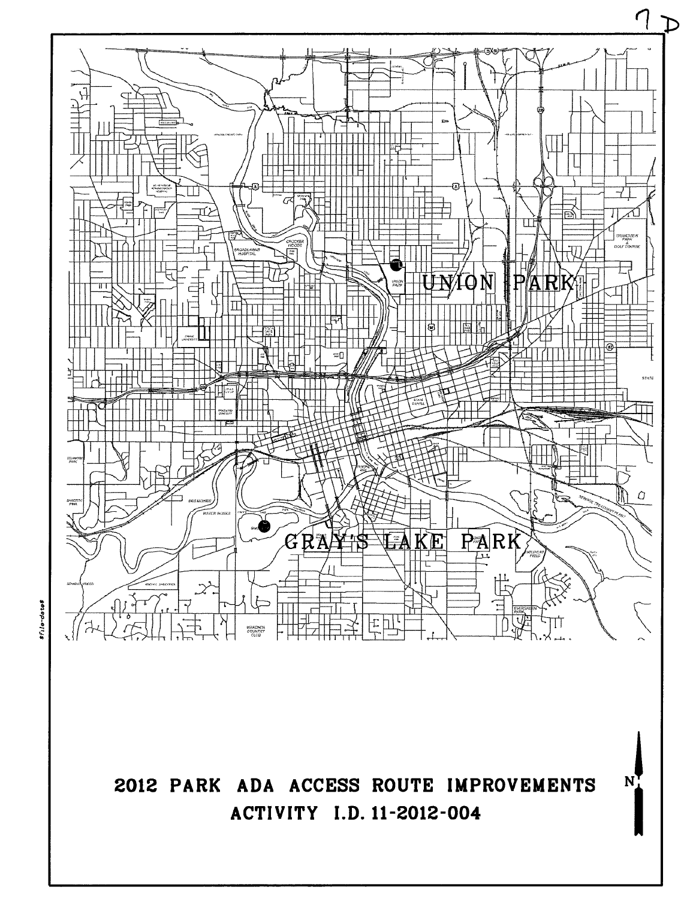7D

UNION PARK

GRAY'S LAKE PARK

# 2012 PARK ADA ACCESS ROUTE IMPROVEMENTS

## ACTIVITY I.D. 11-2012-004

N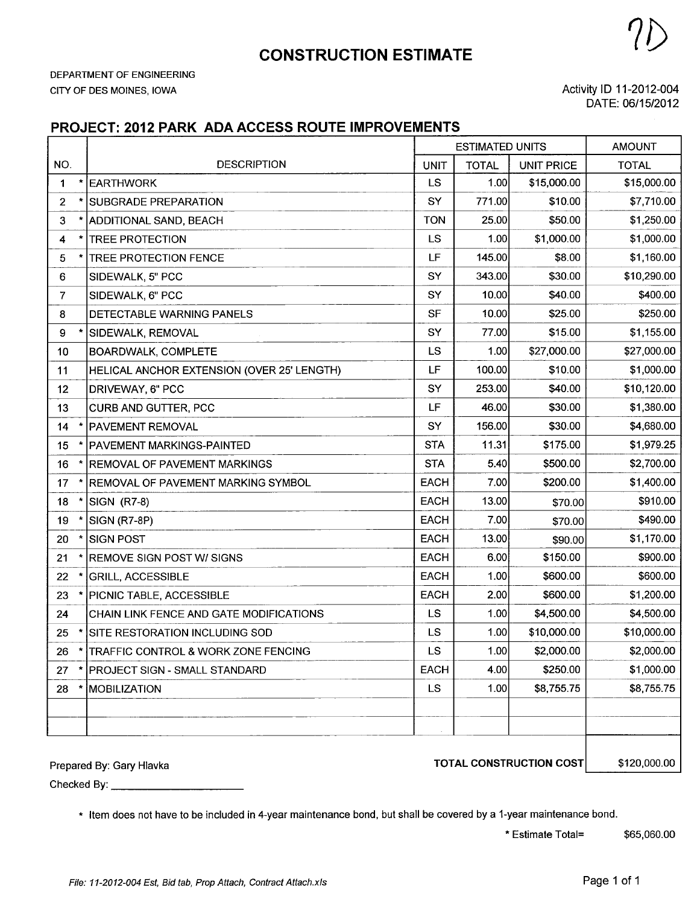7D

# CONSTRUCTION ESTIMATE

DEPARTMENT OF ENGINEERING
CITY OF DES MOINES, IOWA

Activity ID 11-2012-004
DATE: 06/15/2012

## PROJECT: 2012 PARK ADA ACCESS ROUTE IMPROVEMENTS

| NO. | | DESCRIPTION | ESTIMATED UNITS | | | AMOUNT |
|---|---|---|---|---|---|---|
| | | | UNIT | TOTAL | UNIT PRICE | TOTAL |
| 1 | * | EARTHWORK | LS | 1.00 | $15,000.00 | $15,000.00 |
| 2 | * | SUBGRADE PREPARATION | SY | 771.00 | $10.00 | $7,710.00 |
| 3 | * | ADDITIONAL SAND, BEACH | TON | 25.00 | $50.00 | $1,250.00 |
| 4 | * | TREE PROTECTION | LS | 1.00 | $1,000.00 | $1,000.00 |
| 5 | * | TREE PROTECTION FENCE | LF | 145.00 | $8.00 | $1,160.00 |
| 6 | | SIDEWALK, 5" PCC | SY | 343.00 | $30.00 | $10,290.00 |
| 7 | | SIDEWALK, 6" PCC | SY | 10.00 | $40.00 | $400.00 |
| 8 | | DETECTABLE WARNING PANELS | SF | 10.00 | $25.00 | $250.00 |
| 9 | * | SIDEWALK, REMOVAL | SY | 77.00 | $15.00 | $1,155.00 |
| 10 | | BOARDWALK, COMPLETE | LS | 1.00 | $27,000.00 | $27,000.00 |
| 11 | | HELICAL ANCHOR EXTENSION (OVER 25' LENGTH) | LF | 100.00 | $10.00 | $1,000.00 |
| 12 | | DRIVEWAY, 6" PCC | SY | 253.00 | $40.00 | $10,120.00 |
| 13 | | CURB AND GUTTER, PCC | LF | 46.00 | $30.00 | $1,380.00 |
| 14 | * | PAVEMENT REMOVAL | SY | 156.00 | $30.00 | $4,680.00 |
| 15 | * | PAVEMENT MARKINGS-PAINTED | STA | 11.31 | $175.00 | $1,979.25 |
| 16 | * | REMOVAL OF PAVEMENT MARKINGS | STA | 5.40 | $500.00 | $2,700.00 |
| 17 | * | REMOVAL OF PAVEMENT MARKING SYMBOL | EACH | 7.00 | $200.00 | $1,400.00 |
| 18 | * | SIGN (R7-8) | EACH | 13.00 | $70.00 | $910.00 |
| 19 | * | SIGN (R7-8P) | EACH | 7.00 | $70.00 | $490.00 |
| 20 | * | SIGN POST | EACH | 13.00 | $90.00 | $1,170.00 |
| 21 | * | REMOVE SIGN POST W/ SIGNS | EACH | 6.00 | $150.00 | $900.00 |
| 22 | * | GRILL, ACCESSIBLE | EACH | 1.00 | $600.00 | $600.00 |
| 23 | * | PICNIC TABLE, ACCESSIBLE | EACH | 2.00 | $600.00 | $1,200.00 |
| 24 | | CHAIN LINK FENCE AND GATE MODIFICATIONS | LS | 1.00 | $4,500.00 | $4,500.00 |
| 25 | * | SITE RESTORATION INCLUDING SOD | LS | 1.00 | $10,000.00 | $10,000.00 |
| 26 | * | TRAFFIC CONTROL & WORK ZONE FENCING | LS | 1.00 | $2,000.00 | $2,000.00 |
| 27 | * | PROJECT SIGN - SMALL STANDARD | EACH | 4.00 | $250.00 | $1,000.00 |
| 28 | * | MOBILIZATION | LS | 1.00 | $8,755.75 | $8,755.75 |
| | | | | | | |
| | | | | | | |
| | | | | | **TOTAL CONSTRUCTION COST** | $120,000.00 |

Prepared By: Gary Hlavka

Checked By: ______________________

\* Item does not have to be included in 4-year maintenance bond, but shall be covered by a 1-year maintenance bond.

\* Estimate Total= $65,060.00

*File: 11-2012-004 Est, Bid tab, Prop Attach, Contract Attach.xls*